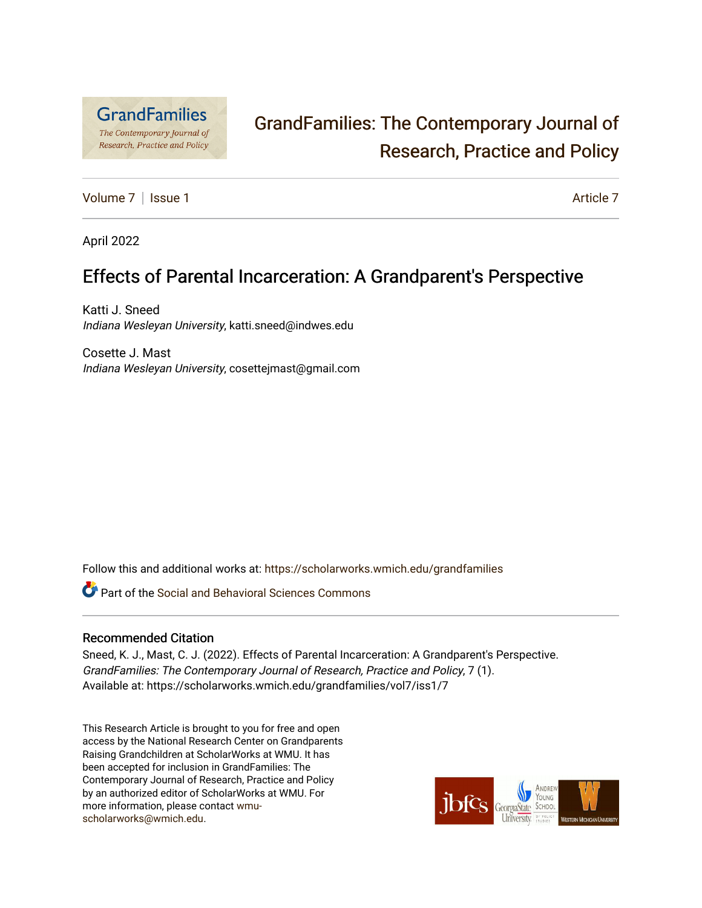# GrandFamilies: The Contemporary Journal of Research, Practice and Policy

Volume 7 | Issue 1 — Article 7

April 2022

## Effects of Parental Incarceration: A Grandparent's Perspective

Katti J. Sneed
*Indiana Wesleyan University*, katti.sneed@indwes.edu

Cosette J. Mast
*Indiana Wesleyan University*, cosettejmast@gmail.com

Follow this and additional works at: https://scholarworks.wmich.edu/grandfamilies

Part of the Social and Behavioral Sciences Commons

### Recommended Citation

Sneed, K. J., Mast, C. J. (2022). Effects of Parental Incarceration: A Grandparent's Perspective. *GrandFamilies: The Contemporary Journal of Research, Practice and Policy*, 7 (1).
Available at: https://scholarworks.wmich.edu/grandfamilies/vol7/iss1/7

This Research Article is brought to you for free and open access by the National Research Center on Grandparents Raising Grandchildren at ScholarWorks at WMU. It has been accepted for inclusion in GrandFamilies: The Contemporary Journal of Research, Practice and Policy by an authorized editor of ScholarWorks at WMU. For more information, please contact wmu-scholarworks@wmich.edu.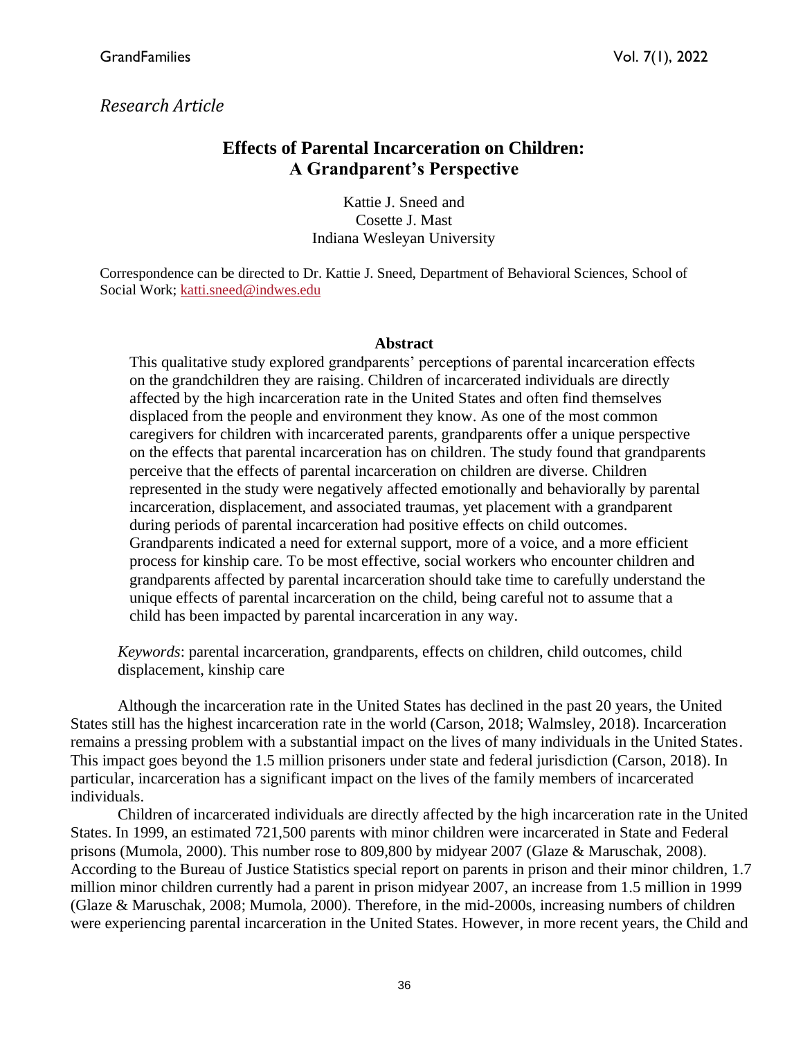*Research Article*

# Effects of Parental Incarceration on Children: A Grandparent's Perspective

Kattie J. Sneed and
Cosette J. Mast
Indiana Wesleyan University

Correspondence can be directed to Dr. Kattie J. Sneed, Department of Behavioral Sciences, School of Social Work; katti.sneed@indwes.edu

**Abstract**

This qualitative study explored grandparents' perceptions of parental incarceration effects on the grandchildren they are raising. Children of incarcerated individuals are directly affected by the high incarceration rate in the United States and often find themselves displaced from the people and environment they know. As one of the most common caregivers for children with incarcerated parents, grandparents offer a unique perspective on the effects that parental incarceration has on children. The study found that grandparents perceive that the effects of parental incarceration on children are diverse. Children represented in the study were negatively affected emotionally and behaviorally by parental incarceration, displacement, and associated traumas, yet placement with a grandparent during periods of parental incarceration had positive effects on child outcomes. Grandparents indicated a need for external support, more of a voice, and a more efficient process for kinship care. To be most effective, social workers who encounter children and grandparents affected by parental incarceration should take time to carefully understand the unique effects of parental incarceration on the child, being careful not to assume that a child has been impacted by parental incarceration in any way.

*Keywords*: parental incarceration, grandparents, effects on children, child outcomes, child displacement, kinship care

Although the incarceration rate in the United States has declined in the past 20 years, the United States still has the highest incarceration rate in the world (Carson, 2018; Walmsley, 2018). Incarceration remains a pressing problem with a substantial impact on the lives of many individuals in the United States. This impact goes beyond the 1.5 million prisoners under state and federal jurisdiction (Carson, 2018). In particular, incarceration has a significant impact on the lives of the family members of incarcerated individuals.

Children of incarcerated individuals are directly affected by the high incarceration rate in the United States. In 1999, an estimated 721,500 parents with minor children were incarcerated in State and Federal prisons (Mumola, 2000). This number rose to 809,800 by midyear 2007 (Glaze & Maruschak, 2008). According to the Bureau of Justice Statistics special report on parents in prison and their minor children, 1.7 million minor children currently had a parent in prison midyear 2007, an increase from 1.5 million in 1999 (Glaze & Maruschak, 2008; Mumola, 2000). Therefore, in the mid-2000s, increasing numbers of children were experiencing parental incarceration in the United States. However, in more recent years, the Child and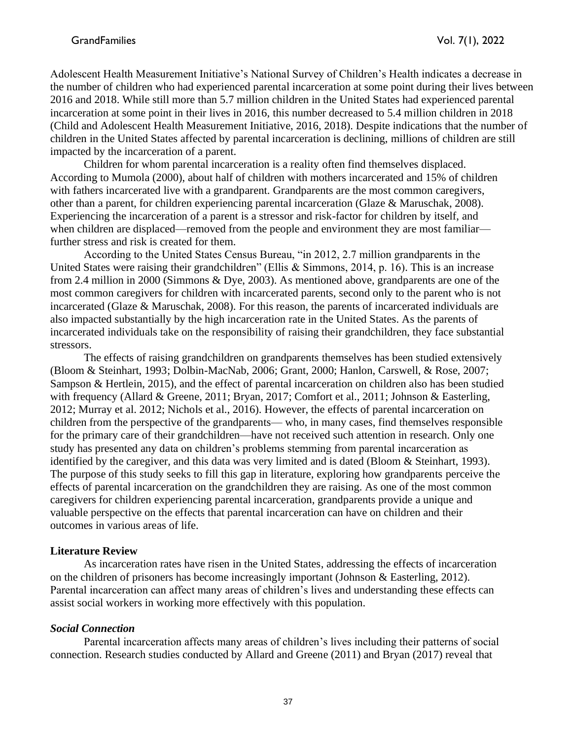Adolescent Health Measurement Initiative's National Survey of Children's Health indicates a decrease in the number of children who had experienced parental incarceration at some point during their lives between 2016 and 2018. While still more than 5.7 million children in the United States had experienced parental incarceration at some point in their lives in 2016, this number decreased to 5.4 million children in 2018 (Child and Adolescent Health Measurement Initiative, 2016, 2018). Despite indications that the number of children in the United States affected by parental incarceration is declining, millions of children are still impacted by the incarceration of a parent.

Children for whom parental incarceration is a reality often find themselves displaced. According to Mumola (2000), about half of children with mothers incarcerated and 15% of children with fathers incarcerated live with a grandparent. Grandparents are the most common caregivers, other than a parent, for children experiencing parental incarceration (Glaze & Maruschak, 2008). Experiencing the incarceration of a parent is a stressor and risk-factor for children by itself, and when children are displaced—removed from the people and environment they are most familiar—further stress and risk is created for them.

According to the United States Census Bureau, "in 2012, 2.7 million grandparents in the United States were raising their grandchildren" (Ellis & Simmons, 2014, p. 16). This is an increase from 2.4 million in 2000 (Simmons & Dye, 2003). As mentioned above, grandparents are one of the most common caregivers for children with incarcerated parents, second only to the parent who is not incarcerated (Glaze & Maruschak, 2008). For this reason, the parents of incarcerated individuals are also impacted substantially by the high incarceration rate in the United States. As the parents of incarcerated individuals take on the responsibility of raising their grandchildren, they face substantial stressors.

The effects of raising grandchildren on grandparents themselves has been studied extensively (Bloom & Steinhart, 1993; Dolbin-MacNab, 2006; Grant, 2000; Hanlon, Carswell, & Rose, 2007; Sampson & Hertlein, 2015), and the effect of parental incarceration on children also has been studied with frequency (Allard & Greene, 2011; Bryan, 2017; Comfort et al., 2011; Johnson & Easterling, 2012; Murray et al. 2012; Nichols et al., 2016). However, the effects of parental incarceration on children from the perspective of the grandparents— who, in many cases, find themselves responsible for the primary care of their grandchildren—have not received such attention in research. Only one study has presented any data on children's problems stemming from parental incarceration as identified by the caregiver, and this data was very limited and is dated (Bloom & Steinhart, 1993). The purpose of this study seeks to fill this gap in literature, exploring how grandparents perceive the effects of parental incarceration on the grandchildren they are raising. As one of the most common caregivers for children experiencing parental incarceration, grandparents provide a unique and valuable perspective on the effects that parental incarceration can have on children and their outcomes in various areas of life.

## Literature Review

As incarceration rates have risen in the United States, addressing the effects of incarceration on the children of prisoners has become increasingly important (Johnson & Easterling, 2012). Parental incarceration can affect many areas of children's lives and understanding these effects can assist social workers in working more effectively with this population.

### *Social Connection*

Parental incarceration affects many areas of children's lives including their patterns of social connection. Research studies conducted by Allard and Greene (2011) and Bryan (2017) reveal that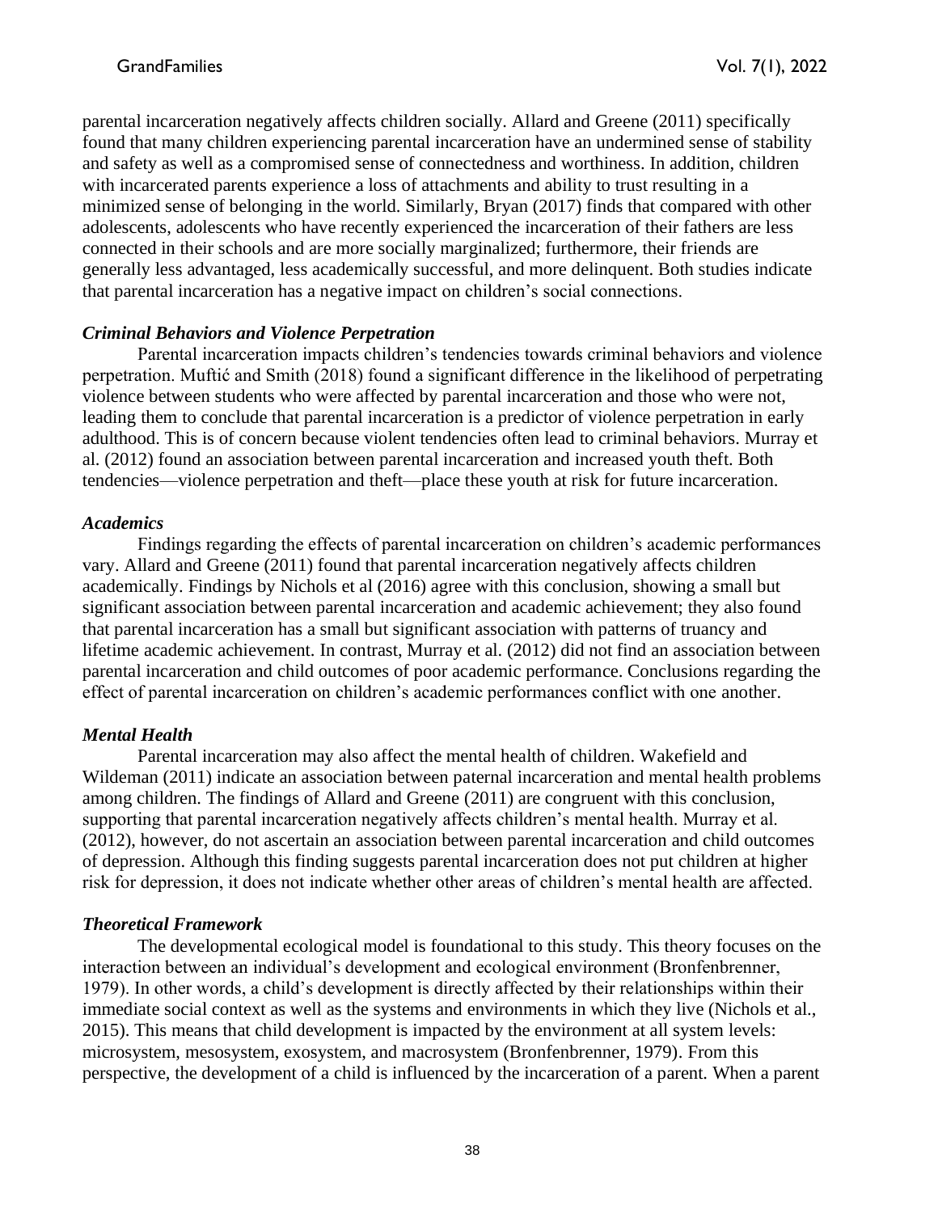parental incarceration negatively affects children socially. Allard and Greene (2011) specifically found that many children experiencing parental incarceration have an undermined sense of stability and safety as well as a compromised sense of connectedness and worthiness. In addition, children with incarcerated parents experience a loss of attachments and ability to trust resulting in a minimized sense of belonging in the world. Similarly, Bryan (2017) finds that compared with other adolescents, adolescents who have recently experienced the incarceration of their fathers are less connected in their schools and are more socially marginalized; furthermore, their friends are generally less advantaged, less academically successful, and more delinquent. Both studies indicate that parental incarceration has a negative impact on children's social connections.

### *Criminal Behaviors and Violence Perpetration*

Parental incarceration impacts children's tendencies towards criminal behaviors and violence perpetration. Muftić and Smith (2018) found a significant difference in the likelihood of perpetrating violence between students who were affected by parental incarceration and those who were not, leading them to conclude that parental incarceration is a predictor of violence perpetration in early adulthood. This is of concern because violent tendencies often lead to criminal behaviors. Murray et al. (2012) found an association between parental incarceration and increased youth theft. Both tendencies—violence perpetration and theft—place these youth at risk for future incarceration.

### *Academics*

Findings regarding the effects of parental incarceration on children's academic performances vary. Allard and Greene (2011) found that parental incarceration negatively affects children academically. Findings by Nichols et al (2016) agree with this conclusion, showing a small but significant association between parental incarceration and academic achievement; they also found that parental incarceration has a small but significant association with patterns of truancy and lifetime academic achievement. In contrast, Murray et al. (2012) did not find an association between parental incarceration and child outcomes of poor academic performance. Conclusions regarding the effect of parental incarceration on children's academic performances conflict with one another.

### *Mental Health*

Parental incarceration may also affect the mental health of children. Wakefield and Wildeman (2011) indicate an association between paternal incarceration and mental health problems among children. The findings of Allard and Greene (2011) are congruent with this conclusion, supporting that parental incarceration negatively affects children's mental health. Murray et al. (2012), however, do not ascertain an association between parental incarceration and child outcomes of depression. Although this finding suggests parental incarceration does not put children at higher risk for depression, it does not indicate whether other areas of children's mental health are affected.

### *Theoretical Framework*

The developmental ecological model is foundational to this study. This theory focuses on the interaction between an individual's development and ecological environment (Bronfenbrenner, 1979). In other words, a child's development is directly affected by their relationships within their immediate social context as well as the systems and environments in which they live (Nichols et al., 2015). This means that child development is impacted by the environment at all system levels: microsystem, mesosystem, exosystem, and macrosystem (Bronfenbrenner, 1979). From this perspective, the development of a child is influenced by the incarceration of a parent. When a parent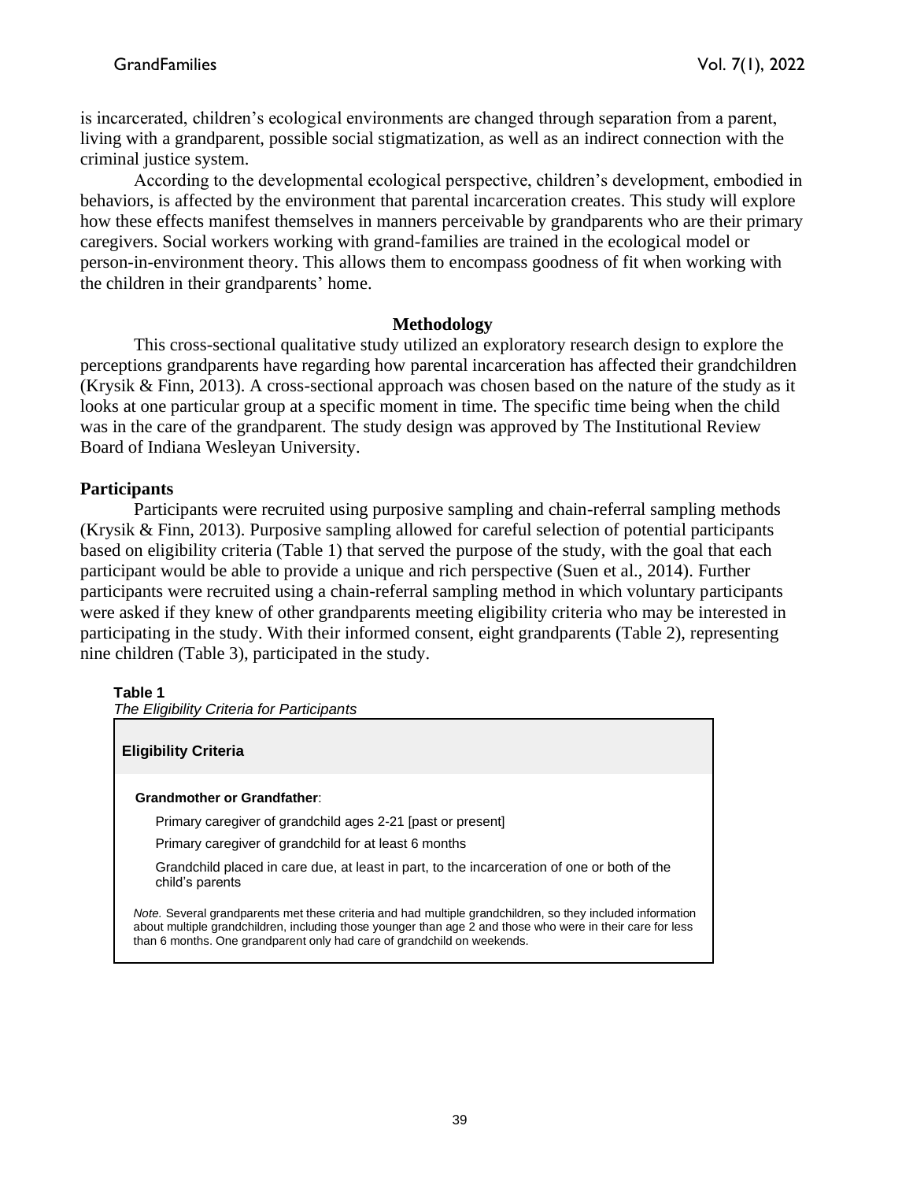is incarcerated, children's ecological environments are changed through separation from a parent, living with a grandparent, possible social stigmatization, as well as an indirect connection with the criminal justice system.

According to the developmental ecological perspective, children's development, embodied in behaviors, is affected by the environment that parental incarceration creates. This study will explore how these effects manifest themselves in manners perceivable by grandparents who are their primary caregivers. Social workers working with grand-families are trained in the ecological model or person-in-environment theory. This allows them to encompass goodness of fit when working with the children in their grandparents' home.

## Methodology

This cross-sectional qualitative study utilized an exploratory research design to explore the perceptions grandparents have regarding how parental incarceration has affected their grandchildren (Krysik & Finn, 2013). A cross-sectional approach was chosen based on the nature of the study as it looks at one particular group at a specific moment in time. The specific time being when the child was in the care of the grandparent. The study design was approved by The Institutional Review Board of Indiana Wesleyan University.

### Participants

Participants were recruited using purposive sampling and chain-referral sampling methods (Krysik & Finn, 2013). Purposive sampling allowed for careful selection of potential participants based on eligibility criteria (Table 1) that served the purpose of the study, with the goal that each participant would be able to provide a unique and rich perspective (Suen et al., 2014). Further participants were recruited using a chain-referral sampling method in which voluntary participants were asked if they knew of other grandparents meeting eligibility criteria who may be interested in participating in the study. With their informed consent, eight grandparents (Table 2), representing nine children (Table 3), participated in the study.

**Table 1**
*The Eligibility Criteria for Participants*

| Eligibility Criteria |
| --- |
| **Grandmother or Grandfather**: |
| Primary caregiver of grandchild ages 2-21 [past or present] |
| Primary caregiver of grandchild for at least 6 months |
| Grandchild placed in care due, at least in part, to the incarceration of one or both of the child's parents |

*Note.* Several grandparents met these criteria and had multiple grandchildren, so they included information about multiple grandchildren, including those younger than age 2 and those who were in their care for less than 6 months. One grandparent only had care of grandchild on weekends.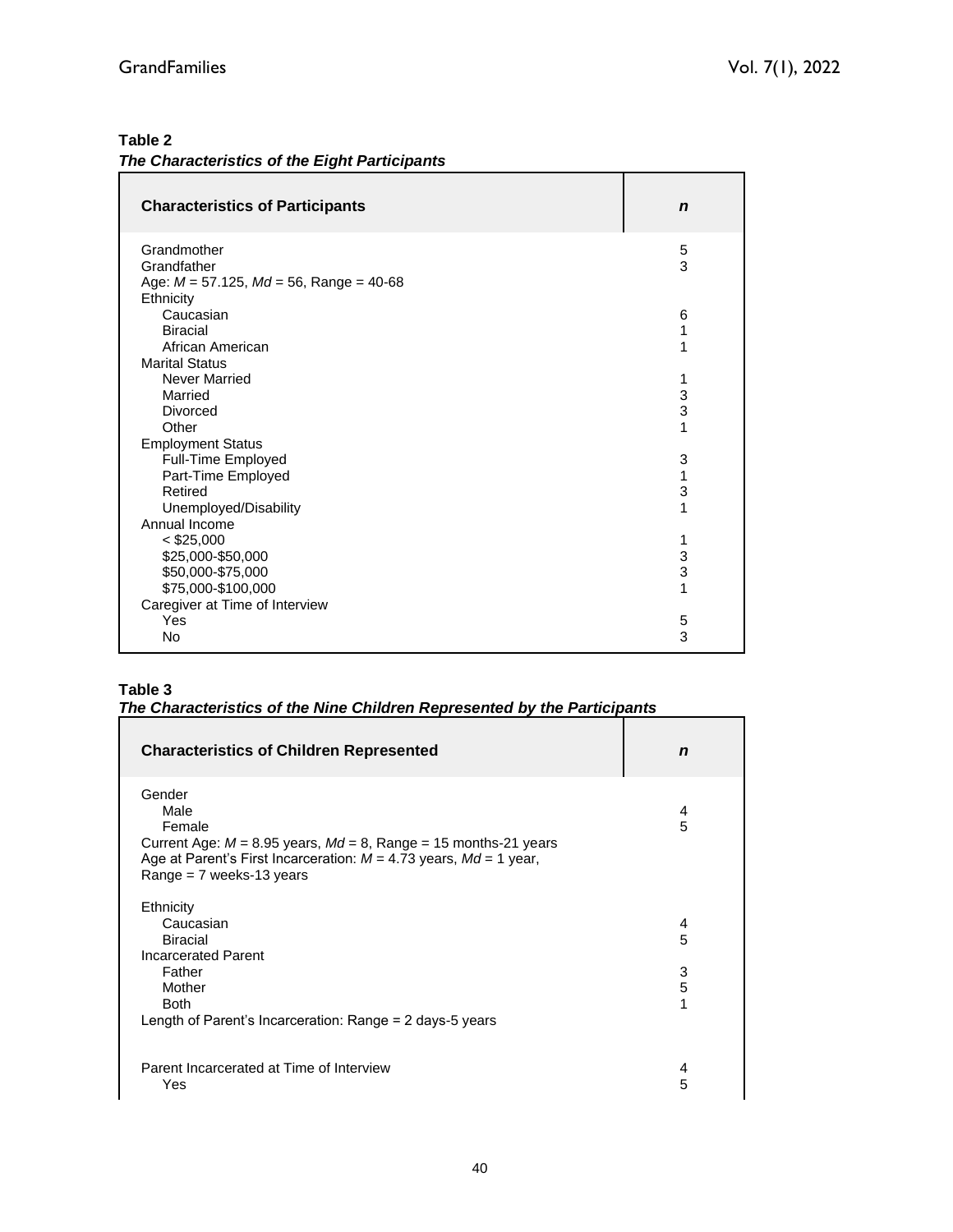**Table 2**

***The Characteristics of the Eight Participants***

| Characteristics of Participants | *n* |
|---|---|
| Grandmother | 5 |
| Grandfather | 3 |
| Age: $M$ = 57.125, $Md$ = 56, Range = 40-68 | |
| Ethnicity | |
| Caucasian | 6 |
| Biracial | 1 |
| African American | 1 |
| Marital Status | |
| Never Married | 1 |
| Married | 3 |
| Divorced | 3 |
| Other | 1 |
| Employment Status | |
| Full-Time Employed | 3 |
| Part-Time Employed | 1 |
| Retired | 3 |
| Unemployed/Disability | 1 |
| Annual Income | |
| < $25,000 | 1 |
| $25,000-$50,000 | 3 |
| $50,000-$75,000 | 3 |
| $75,000-$100,000 | 1 |
| Caregiver at Time of Interview | |
| Yes | 5 |
| No | 3 |

**Table 3**

***The Characteristics of the Nine Children Represented by the Participants***

| Characteristics of Children Represented | *n* |
|---|---|
| Gender | |
| Male | 4 |
| Female | 5 |
| Current Age: $M$ = 8.95 years, $Md$ = 8, Range = 15 months-21 years | |
| Age at Parent's First Incarceration: $M$ = 4.73 years, $Md$ = 1 year, Range = 7 weeks-13 years | |
| Ethnicity | |
| Caucasian | 4 |
| Biracial | 5 |
| Incarcerated Parent | |
| Father | 3 |
| Mother | 5 |
| Both | 1 |
| Length of Parent's Incarceration: Range = 2 days-5 years | |
| Parent Incarcerated at Time of Interview | 4 |
| Yes | 5 |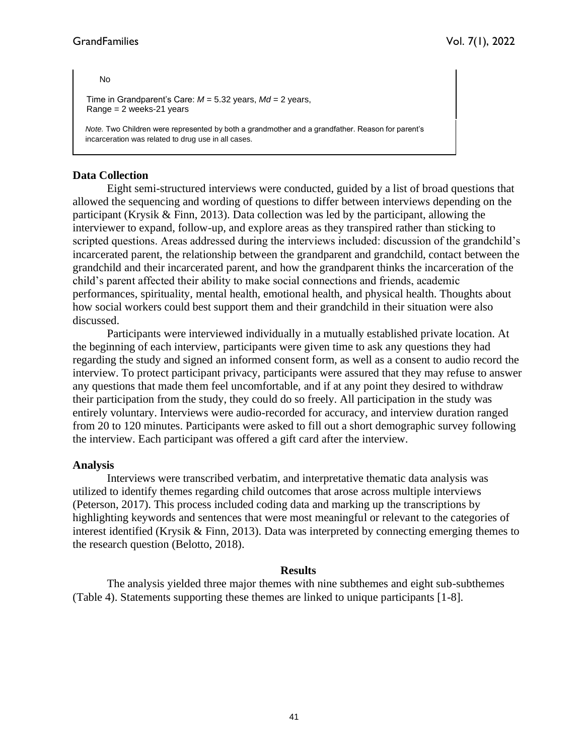No

Time in Grandparent's Care: $M$ = 5.32 years, $Md$ = 2 years, Range = 2 weeks-21 years

*Note.* Two Children were represented by both a grandmother and a grandfather. Reason for parent's incarceration was related to drug use in all cases.

### Data Collection

Eight semi-structured interviews were conducted, guided by a list of broad questions that allowed the sequencing and wording of questions to differ between interviews depending on the participant (Krysik & Finn, 2013). Data collection was led by the participant, allowing the interviewer to expand, follow-up, and explore areas as they transpired rather than sticking to scripted questions. Areas addressed during the interviews included: discussion of the grandchild's incarcerated parent, the relationship between the grandparent and grandchild, contact between the grandchild and their incarcerated parent, and how the grandparent thinks the incarceration of the child's parent affected their ability to make social connections and friends, academic performances, spirituality, mental health, emotional health, and physical health. Thoughts about how social workers could best support them and their grandchild in their situation were also discussed.

Participants were interviewed individually in a mutually established private location. At the beginning of each interview, participants were given time to ask any questions they had regarding the study and signed an informed consent form, as well as a consent to audio record the interview. To protect participant privacy, participants were assured that they may refuse to answer any questions that made them feel uncomfortable, and if at any point they desired to withdraw their participation from the study, they could do so freely. All participation in the study was entirely voluntary. Interviews were audio-recorded for accuracy, and interview duration ranged from 20 to 120 minutes. Participants were asked to fill out a short demographic survey following the interview. Each participant was offered a gift card after the interview.

### Analysis

Interviews were transcribed verbatim, and interpretative thematic data analysis was utilized to identify themes regarding child outcomes that arose across multiple interviews (Peterson, 2017). This process included coding data and marking up the transcriptions by highlighting keywords and sentences that were most meaningful or relevant to the categories of interest identified (Krysik & Finn, 2013). Data was interpreted by connecting emerging themes to the research question (Belotto, 2018).

## Results

The analysis yielded three major themes with nine subthemes and eight sub-subthemes (Table 4). Statements supporting these themes are linked to unique participants [1-8].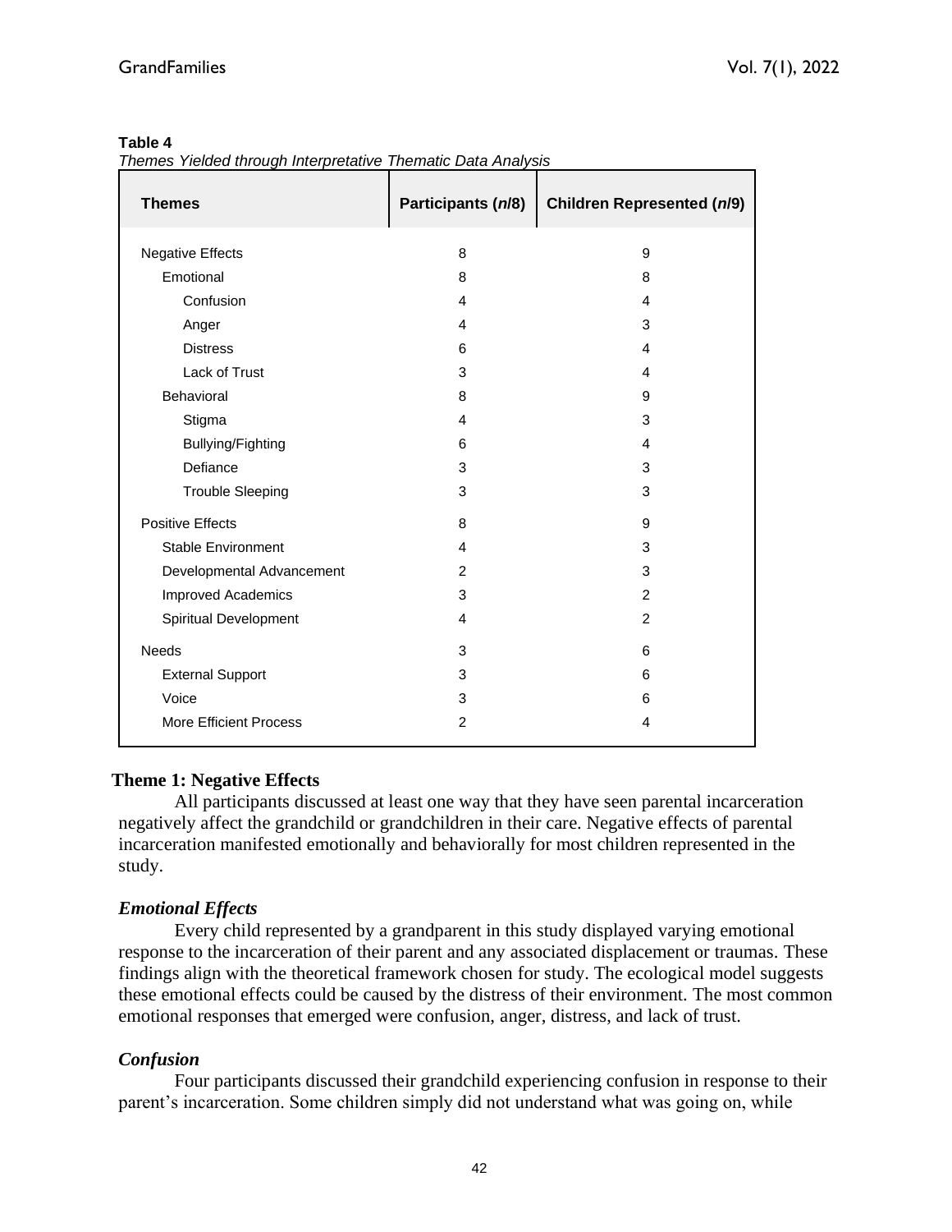**Table 4**

*Themes Yielded through Interpretative Thematic Data Analysis*

| Themes | Participants (*n*/8) | Children Represented (*n*/9) |
|---|---|---|
| Negative Effects | 8 | 9 |
| Emotional | 8 | 8 |
| Confusion | 4 | 4 |
| Anger | 4 | 3 |
| Distress | 6 | 4 |
| Lack of Trust | 3 | 4 |
| Behavioral | 8 | 9 |
| Stigma | 4 | 3 |
| Bullying/Fighting | 6 | 4 |
| Defiance | 3 | 3 |
| Trouble Sleeping | 3 | 3 |
| Positive Effects | 8 | 9 |
| Stable Environment | 4 | 3 |
| Developmental Advancement | 2 | 3 |
| Improved Academics | 3 | 2 |
| Spiritual Development | 4 | 2 |
| Needs | 3 | 6 |
| External Support | 3 | 6 |
| Voice | 3 | 6 |
| More Efficient Process | 2 | 4 |

## Theme 1: Negative Effects

All participants discussed at least one way that they have seen parental incarceration negatively affect the grandchild or grandchildren in their care. Negative effects of parental incarceration manifested emotionally and behaviorally for most children represented in the study.

### *Emotional Effects*

Every child represented by a grandparent in this study displayed varying emotional response to the incarceration of their parent and any associated displacement or traumas. These findings align with the theoretical framework chosen for study. The ecological model suggests these emotional effects could be caused by the distress of their environment. The most common emotional responses that emerged were confusion, anger, distress, and lack of trust.

### *Confusion*

Four participants discussed their grandchild experiencing confusion in response to their parent's incarceration. Some children simply did not understand what was going on, while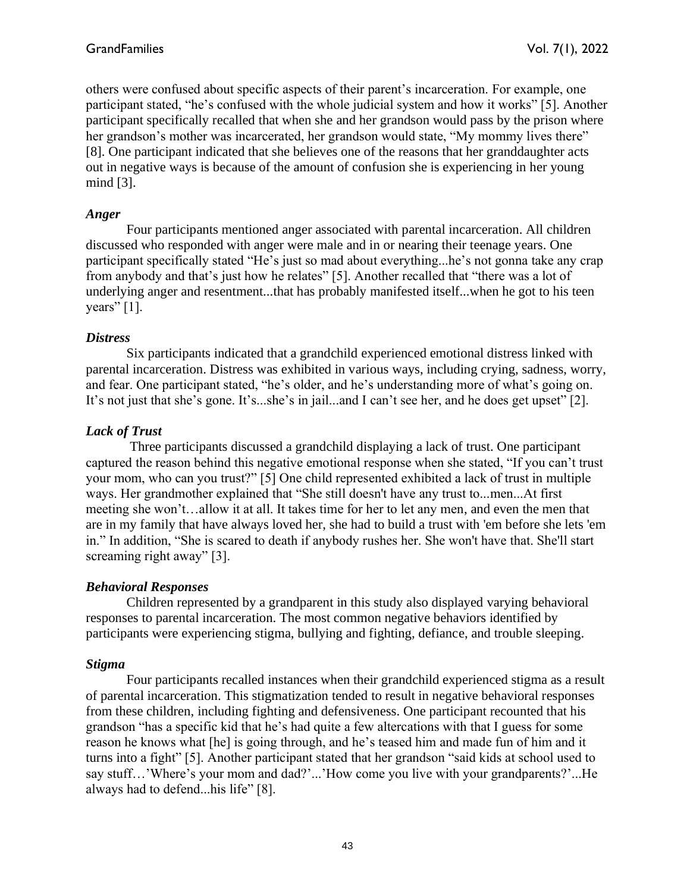others were confused about specific aspects of their parent's incarceration. For example, one participant stated, "he's confused with the whole judicial system and how it works" [5]. Another participant specifically recalled that when she and her grandson would pass by the prison where her grandson's mother was incarcerated, her grandson would state, "My mommy lives there" [8]. One participant indicated that she believes one of the reasons that her granddaughter acts out in negative ways is because of the amount of confusion she is experiencing in her young mind [3].

### *Anger*

Four participants mentioned anger associated with parental incarceration. All children discussed who responded with anger were male and in or nearing their teenage years. One participant specifically stated "He's just so mad about everything...he's not gonna take any crap from anybody and that's just how he relates" [5]. Another recalled that "there was a lot of underlying anger and resentment...that has probably manifested itself...when he got to his teen years" [1].

### *Distress*

Six participants indicated that a grandchild experienced emotional distress linked with parental incarceration. Distress was exhibited in various ways, including crying, sadness, worry, and fear. One participant stated, "he's older, and he's understanding more of what's going on. It's not just that she's gone. It's...she's in jail...and I can't see her, and he does get upset" [2].

### *Lack of Trust*

Three participants discussed a grandchild displaying a lack of trust. One participant captured the reason behind this negative emotional response when she stated, "If you can't trust your mom, who can you trust?" [5] One child represented exhibited a lack of trust in multiple ways. Her grandmother explained that "She still doesn't have any trust to...men...At first meeting she won't…allow it at all. It takes time for her to let any men, and even the men that are in my family that have always loved her, she had to build a trust with 'em before she lets 'em in." In addition, "She is scared to death if anybody rushes her. She won't have that. She'll start screaming right away" [3].

### *Behavioral Responses*

Children represented by a grandparent in this study also displayed varying behavioral responses to parental incarceration. The most common negative behaviors identified by participants were experiencing stigma, bullying and fighting, defiance, and trouble sleeping.

### *Stigma*

Four participants recalled instances when their grandchild experienced stigma as a result of parental incarceration. This stigmatization tended to result in negative behavioral responses from these children, including fighting and defensiveness. One participant recounted that his grandson "has a specific kid that he's had quite a few altercations with that I guess for some reason he knows what [he] is going through, and he's teased him and made fun of him and it turns into a fight" [5]. Another participant stated that her grandson "said kids at school used to say stuff…'Where's your mom and dad?'...'How come you live with your grandparents?'...He always had to defend...his life" [8].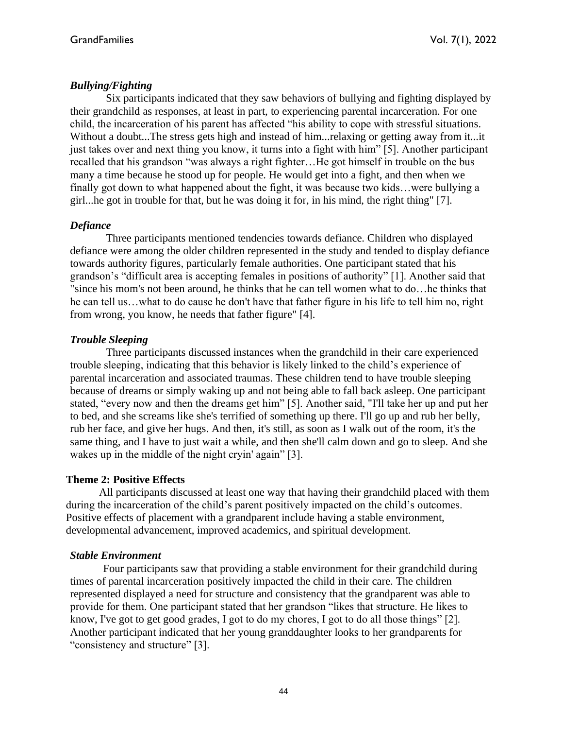### *Bullying/Fighting*

Six participants indicated that they saw behaviors of bullying and fighting displayed by their grandchild as responses, at least in part, to experiencing parental incarceration. For one child, the incarceration of his parent has affected "his ability to cope with stressful situations. Without a doubt...The stress gets high and instead of him...relaxing or getting away from it...it just takes over and next thing you know, it turns into a fight with him" [5]. Another participant recalled that his grandson "was always a right fighter…He got himself in trouble on the bus many a time because he stood up for people. He would get into a fight, and then when we finally got down to what happened about the fight, it was because two kids…were bullying a girl...he got in trouble for that, but he was doing it for, in his mind, the right thing" [7].

### *Defiance*

Three participants mentioned tendencies towards defiance. Children who displayed defiance were among the older children represented in the study and tended to display defiance towards authority figures, particularly female authorities. One participant stated that his grandson's "difficult area is accepting females in positions of authority" [1]. Another said that "since his mom's not been around, he thinks that he can tell women what to do…he thinks that he can tell us…what to do cause he don't have that father figure in his life to tell him no, right from wrong, you know, he needs that father figure" [4].

### *Trouble Sleeping*

Three participants discussed instances when the grandchild in their care experienced trouble sleeping, indicating that this behavior is likely linked to the child's experience of parental incarceration and associated traumas. These children tend to have trouble sleeping because of dreams or simply waking up and not being able to fall back asleep. One participant stated, "every now and then the dreams get him" [5]. Another said, "I'll take her up and put her to bed, and she screams like she's terrified of something up there. I'll go up and rub her belly, rub her face, and give her hugs. And then, it's still, as soon as I walk out of the room, it's the same thing, and I have to just wait a while, and then she'll calm down and go to sleep. And she wakes up in the middle of the night cryin' again" [3].

## Theme 2: Positive Effects

All participants discussed at least one way that having their grandchild placed with them during the incarceration of the child's parent positively impacted on the child's outcomes. Positive effects of placement with a grandparent include having a stable environment, developmental advancement, improved academics, and spiritual development.

### *Stable Environment*

Four participants saw that providing a stable environment for their grandchild during times of parental incarceration positively impacted the child in their care. The children represented displayed a need for structure and consistency that the grandparent was able to provide for them. One participant stated that her grandson "likes that structure. He likes to know, I've got to get good grades, I got to do my chores, I got to do all those things" [2]. Another participant indicated that her young granddaughter looks to her grandparents for "consistency and structure" [3].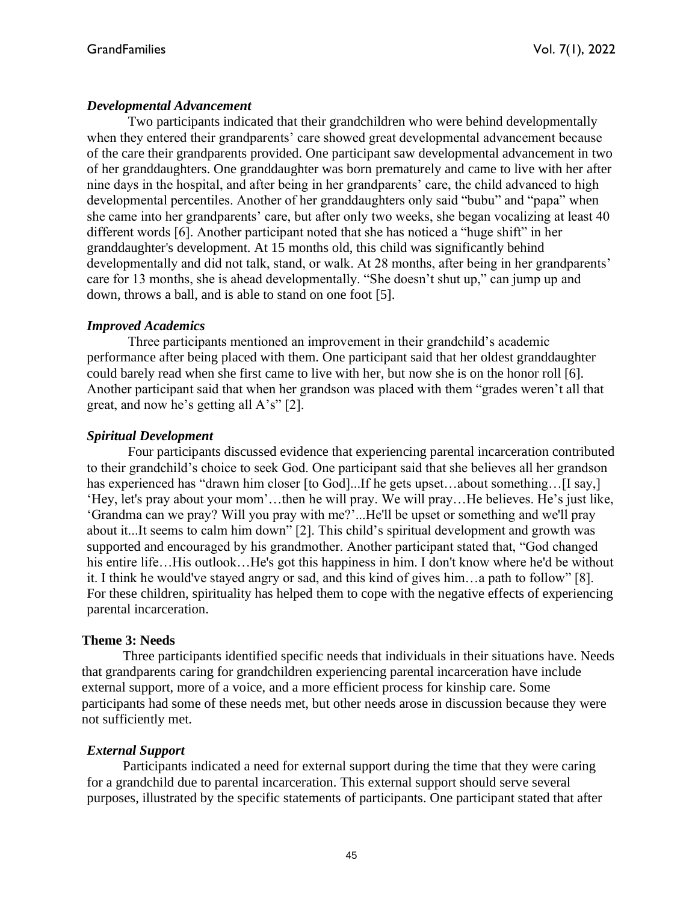### *Developmental Advancement*

Two participants indicated that their grandchildren who were behind developmentally when they entered their grandparents' care showed great developmental advancement because of the care their grandparents provided. One participant saw developmental advancement in two of her granddaughters. One granddaughter was born prematurely and came to live with her after nine days in the hospital, and after being in her grandparents' care, the child advanced to high developmental percentiles. Another of her granddaughters only said "bubu" and "papa" when she came into her grandparents' care, but after only two weeks, she began vocalizing at least 40 different words [6]. Another participant noted that she has noticed a "huge shift" in her granddaughter's development. At 15 months old, this child was significantly behind developmentally and did not talk, stand, or walk. At 28 months, after being in her grandparents' care for 13 months, she is ahead developmentally. "She doesn't shut up," can jump up and down, throws a ball, and is able to stand on one foot [5].

### *Improved Academics*

Three participants mentioned an improvement in their grandchild's academic performance after being placed with them. One participant said that her oldest granddaughter could barely read when she first came to live with her, but now she is on the honor roll [6]. Another participant said that when her grandson was placed with them "grades weren't all that great, and now he's getting all A's" [2].

### *Spiritual Development*

Four participants discussed evidence that experiencing parental incarceration contributed to their grandchild's choice to seek God. One participant said that she believes all her grandson has experienced has "drawn him closer [to God]...If he gets upset…about something…[I say,] 'Hey, let's pray about your mom'…then he will pray. We will pray…He believes. He's just like, 'Grandma can we pray? Will you pray with me?'...He'll be upset or something and we'll pray about it...It seems to calm him down" [2]. This child's spiritual development and growth was supported and encouraged by his grandmother. Another participant stated that, "God changed his entire life…His outlook…He's got this happiness in him. I don't know where he'd be without it. I think he would've stayed angry or sad, and this kind of gives him…a path to follow" [8]. For these children, spirituality has helped them to cope with the negative effects of experiencing parental incarceration.

## Theme 3: Needs

Three participants identified specific needs that individuals in their situations have. Needs that grandparents caring for grandchildren experiencing parental incarceration have include external support, more of a voice, and a more efficient process for kinship care. Some participants had some of these needs met, but other needs arose in discussion because they were not sufficiently met.

### *External Support*

Participants indicated a need for external support during the time that they were caring for a grandchild due to parental incarceration. This external support should serve several purposes, illustrated by the specific statements of participants. One participant stated that after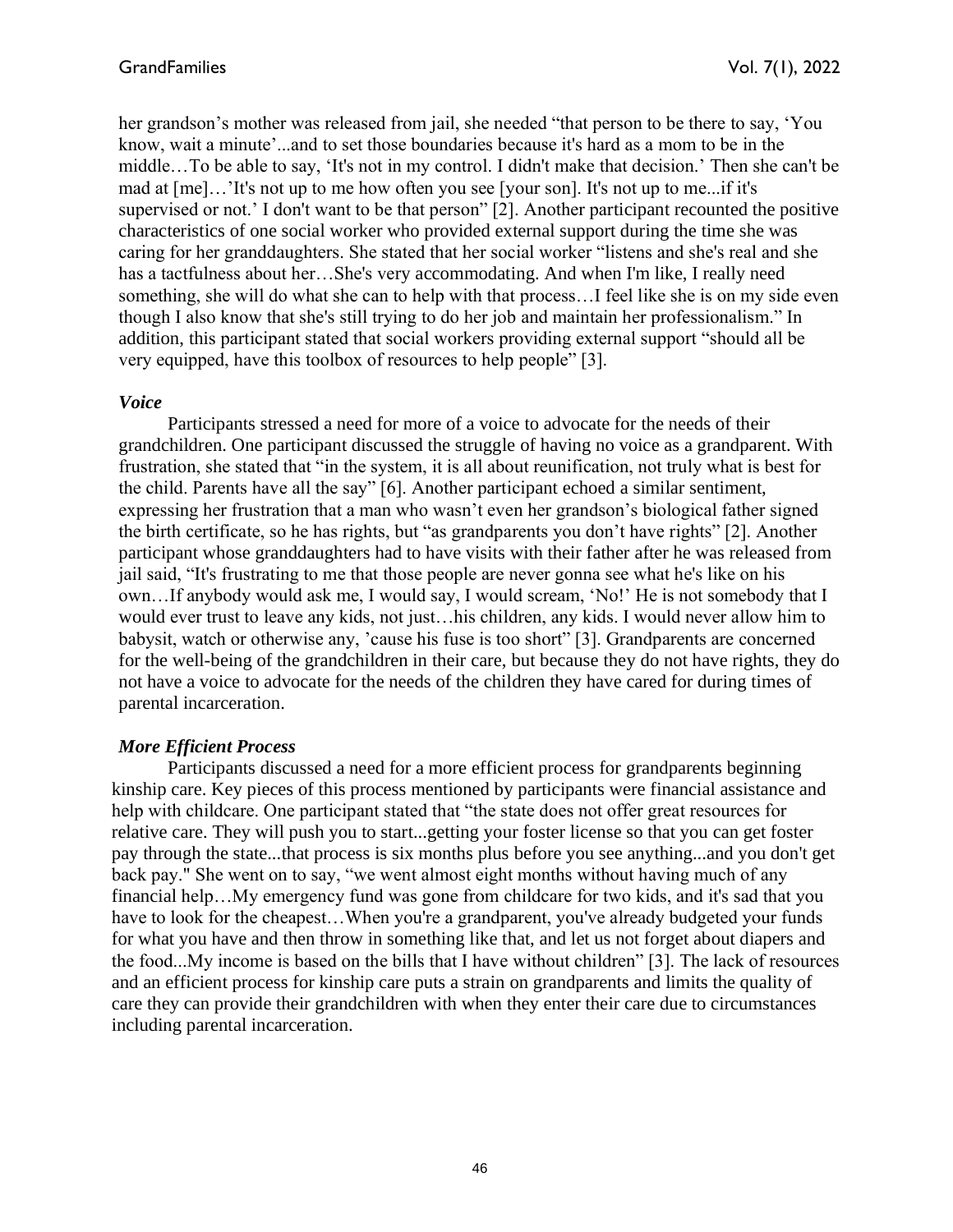her grandson's mother was released from jail, she needed "that person to be there to say, 'You know, wait a minute'...and to set those boundaries because it's hard as a mom to be in the middle…To be able to say, 'It's not in my control. I didn't make that decision.' Then she can't be mad at [me]…'It's not up to me how often you see [your son]. It's not up to me...if it's supervised or not.' I don't want to be that person" [2]. Another participant recounted the positive characteristics of one social worker who provided external support during the time she was caring for her granddaughters. She stated that her social worker "listens and she's real and she has a tactfulness about her…She's very accommodating. And when I'm like, I really need something, she will do what she can to help with that process…I feel like she is on my side even though I also know that she's still trying to do her job and maintain her professionalism." In addition, this participant stated that social workers providing external support "should all be very equipped, have this toolbox of resources to help people" [3].

### *Voice*

Participants stressed a need for more of a voice to advocate for the needs of their grandchildren. One participant discussed the struggle of having no voice as a grandparent. With frustration, she stated that "in the system, it is all about reunification, not truly what is best for the child. Parents have all the say" [6]. Another participant echoed a similar sentiment, expressing her frustration that a man who wasn't even her grandson's biological father signed the birth certificate, so he has rights, but "as grandparents you don't have rights" [2]. Another participant whose granddaughters had to have visits with their father after he was released from jail said, "It's frustrating to me that those people are never gonna see what he's like on his own…If anybody would ask me, I would say, I would scream, 'No!' He is not somebody that I would ever trust to leave any kids, not just…his children, any kids. I would never allow him to babysit, watch or otherwise any, 'cause his fuse is too short" [3]. Grandparents are concerned for the well-being of the grandchildren in their care, but because they do not have rights, they do not have a voice to advocate for the needs of the children they have cared for during times of parental incarceration.

### *More Efficient Process*

Participants discussed a need for a more efficient process for grandparents beginning kinship care. Key pieces of this process mentioned by participants were financial assistance and help with childcare. One participant stated that "the state does not offer great resources for relative care. They will push you to start...getting your foster license so that you can get foster pay through the state...that process is six months plus before you see anything...and you don't get back pay." She went on to say, "we went almost eight months without having much of any financial help…My emergency fund was gone from childcare for two kids, and it's sad that you have to look for the cheapest…When you're a grandparent, you've already budgeted your funds for what you have and then throw in something like that, and let us not forget about diapers and the food...My income is based on the bills that I have without children" [3]. The lack of resources and an efficient process for kinship care puts a strain on grandparents and limits the quality of care they can provide their grandchildren with when they enter their care due to circumstances including parental incarceration.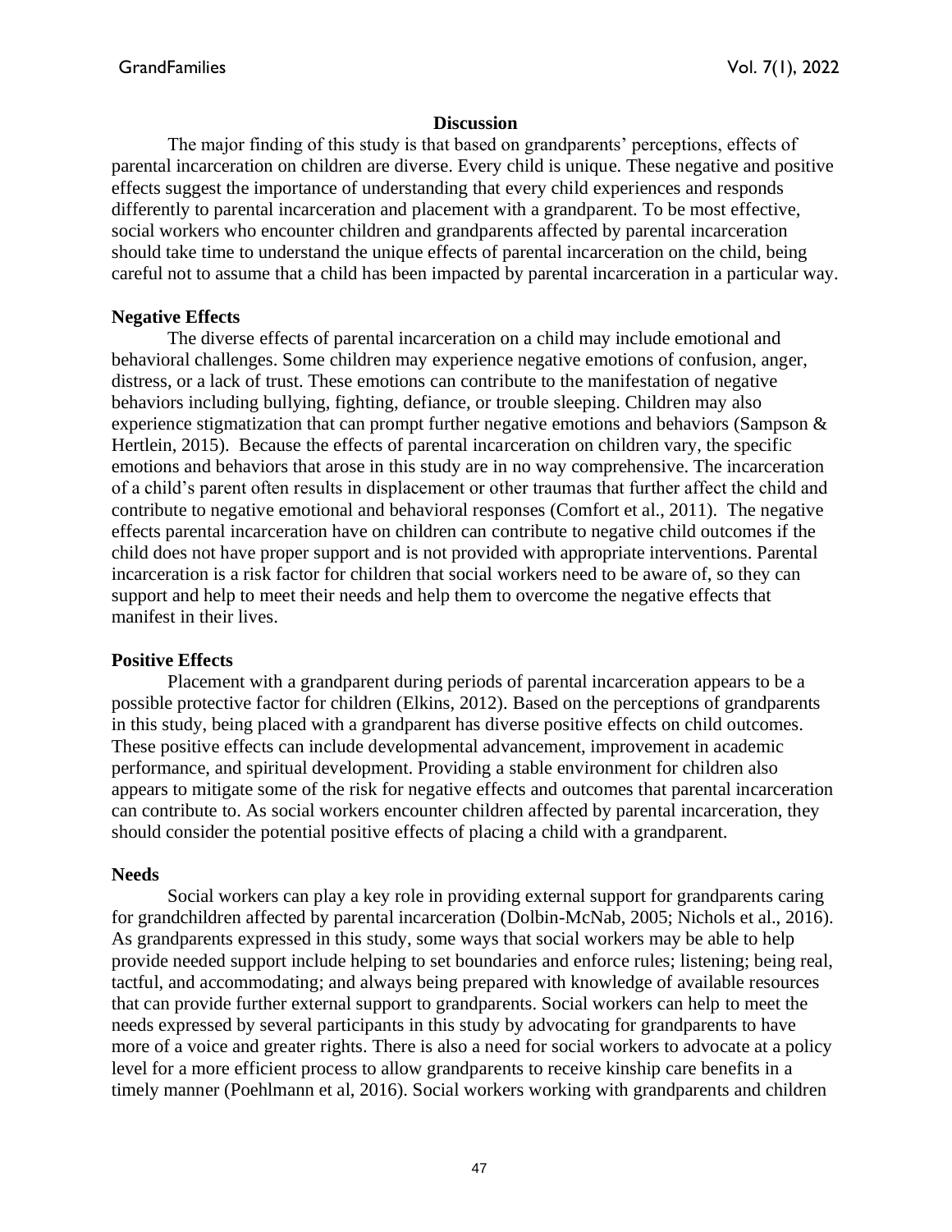## Discussion

The major finding of this study is that based on grandparents' perceptions, effects of parental incarceration on children are diverse. Every child is unique. These negative and positive effects suggest the importance of understanding that every child experiences and responds differently to parental incarceration and placement with a grandparent. To be most effective, social workers who encounter children and grandparents affected by parental incarceration should take time to understand the unique effects of parental incarceration on the child, being careful not to assume that a child has been impacted by parental incarceration in a particular way.

### Negative Effects

The diverse effects of parental incarceration on a child may include emotional and behavioral challenges. Some children may experience negative emotions of confusion, anger, distress, or a lack of trust. These emotions can contribute to the manifestation of negative behaviors including bullying, fighting, defiance, or trouble sleeping. Children may also experience stigmatization that can prompt further negative emotions and behaviors (Sampson & Hertlein, 2015). Because the effects of parental incarceration on children vary, the specific emotions and behaviors that arose in this study are in no way comprehensive. The incarceration of a child's parent often results in displacement or other traumas that further affect the child and contribute to negative emotional and behavioral responses (Comfort et al., 2011). The negative effects parental incarceration have on children can contribute to negative child outcomes if the child does not have proper support and is not provided with appropriate interventions. Parental incarceration is a risk factor for children that social workers need to be aware of, so they can support and help to meet their needs and help them to overcome the negative effects that manifest in their lives.

### Positive Effects

Placement with a grandparent during periods of parental incarceration appears to be a possible protective factor for children (Elkins, 2012). Based on the perceptions of grandparents in this study, being placed with a grandparent has diverse positive effects on child outcomes. These positive effects can include developmental advancement, improvement in academic performance, and spiritual development. Providing a stable environment for children also appears to mitigate some of the risk for negative effects and outcomes that parental incarceration can contribute to. As social workers encounter children affected by parental incarceration, they should consider the potential positive effects of placing a child with a grandparent.

### Needs

Social workers can play a key role in providing external support for grandparents caring for grandchildren affected by parental incarceration (Dolbin-McNab, 2005; Nichols et al., 2016). As grandparents expressed in this study, some ways that social workers may be able to help provide needed support include helping to set boundaries and enforce rules; listening; being real, tactful, and accommodating; and always being prepared with knowledge of available resources that can provide further external support to grandparents. Social workers can help to meet the needs expressed by several participants in this study by advocating for grandparents to have more of a voice and greater rights. There is also a need for social workers to advocate at a policy level for a more efficient process to allow grandparents to receive kinship care benefits in a timely manner (Poehlmann et al, 2016). Social workers working with grandparents and children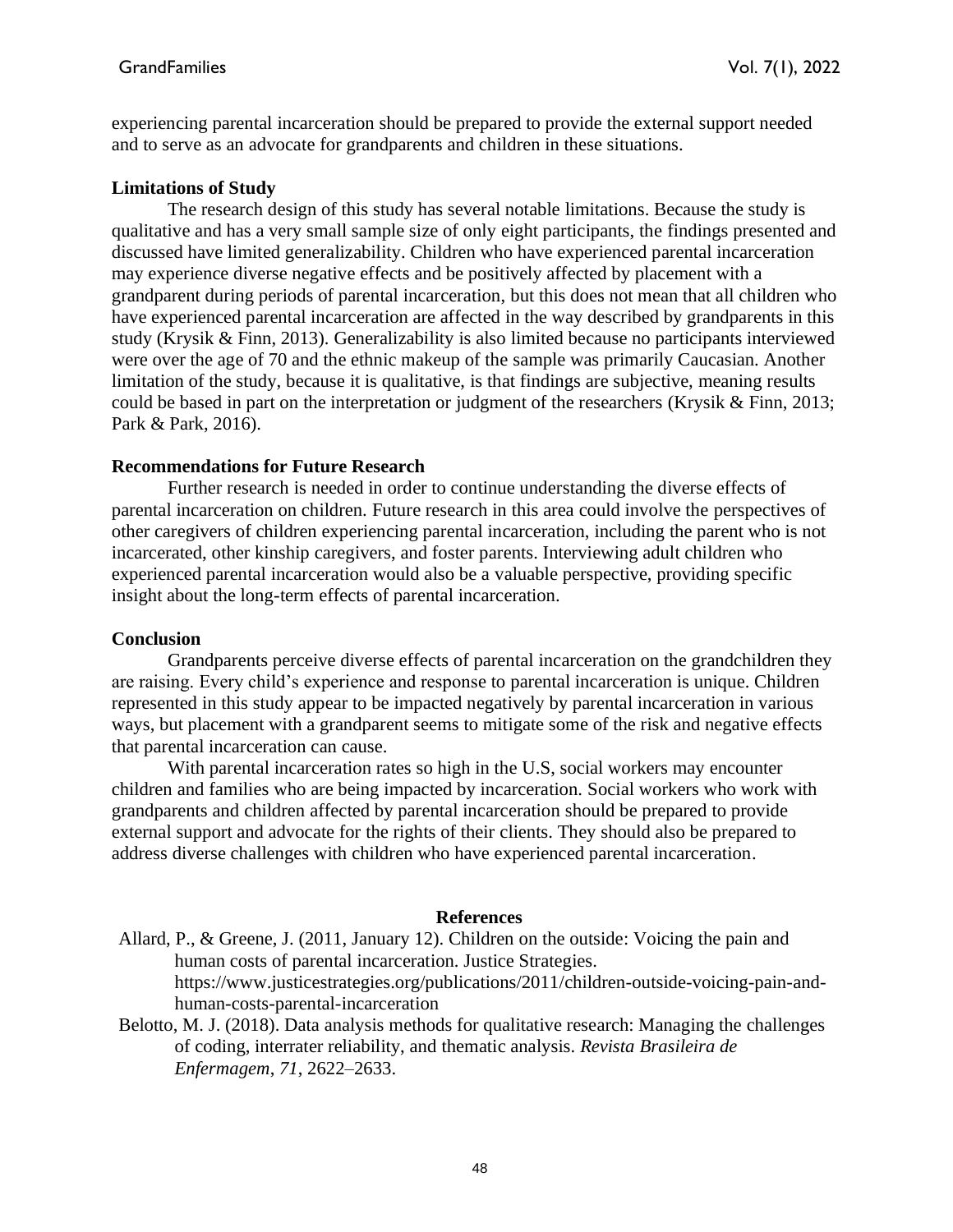experiencing parental incarceration should be prepared to provide the external support needed and to serve as an advocate for grandparents and children in these situations.

### Limitations of Study

The research design of this study has several notable limitations. Because the study is qualitative and has a very small sample size of only eight participants, the findings presented and discussed have limited generalizability. Children who have experienced parental incarceration may experience diverse negative effects and be positively affected by placement with a grandparent during periods of parental incarceration, but this does not mean that all children who have experienced parental incarceration are affected in the way described by grandparents in this study (Krysik & Finn, 2013). Generalizability is also limited because no participants interviewed were over the age of 70 and the ethnic makeup of the sample was primarily Caucasian. Another limitation of the study, because it is qualitative, is that findings are subjective, meaning results could be based in part on the interpretation or judgment of the researchers (Krysik & Finn, 2013; Park & Park, 2016).

### Recommendations for Future Research

Further research is needed in order to continue understanding the diverse effects of parental incarceration on children. Future research in this area could involve the perspectives of other caregivers of children experiencing parental incarceration, including the parent who is not incarcerated, other kinship caregivers, and foster parents. Interviewing adult children who experienced parental incarceration would also be a valuable perspective, providing specific insight about the long-term effects of parental incarceration.

### Conclusion

Grandparents perceive diverse effects of parental incarceration on the grandchildren they are raising. Every child's experience and response to parental incarceration is unique. Children represented in this study appear to be impacted negatively by parental incarceration in various ways, but placement with a grandparent seems to mitigate some of the risk and negative effects that parental incarceration can cause.

With parental incarceration rates so high in the U.S, social workers may encounter children and families who are being impacted by incarceration. Social workers who work with grandparents and children affected by parental incarceration should be prepared to provide external support and advocate for the rights of their clients. They should also be prepared to address diverse challenges with children who have experienced parental incarceration.

## References

Allard, P., & Greene, J. (2011, January 12). Children on the outside: Voicing the pain and human costs of parental incarceration. Justice Strategies. https://www.justicestrategies.org/publications/2011/children-outside-voicing-pain-and-human-costs-parental-incarceration

Belotto, M. J. (2018). Data analysis methods for qualitative research: Managing the challenges of coding, interrater reliability, and thematic analysis. *Revista Brasileira de Enfermagem*, *71*, 2622–2633.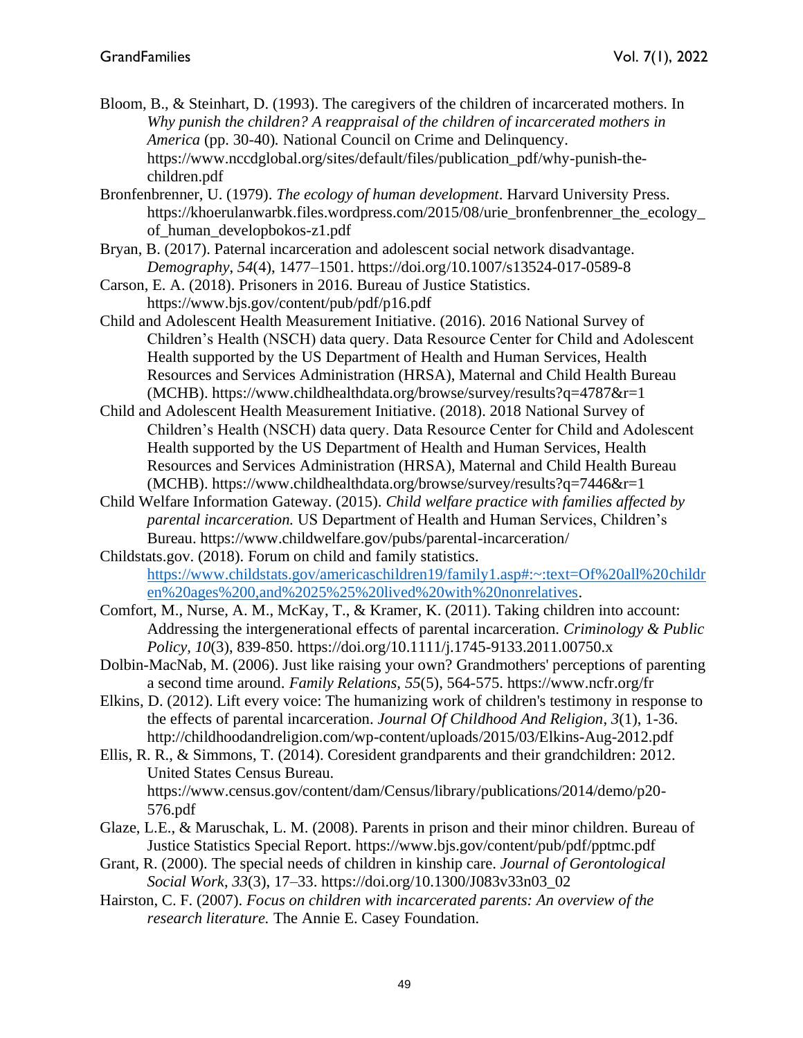Bloom, B., & Steinhart, D. (1993). The caregivers of the children of incarcerated mothers. In *Why punish the children? A reappraisal of the children of incarcerated mothers in America* (pp. 30-40). National Council on Crime and Delinquency. https://www.nccdglobal.org/sites/default/files/publication_pdf/why-punish-the-children.pdf

Bronfenbrenner, U. (1979). *The ecology of human development*. Harvard University Press. https://khoerulanwarbk.files.wordpress.com/2015/08/urie_bronfenbrenner_the_ecology_of_human_developbokos-z1.pdf

Bryan, B. (2017). Paternal incarceration and adolescent social network disadvantage. *Demography*, *54*(4), 1477–1501. https://doi.org/10.1007/s13524-017-0589-8

Carson, E. A. (2018). Prisoners in 2016. Bureau of Justice Statistics. https://www.bjs.gov/content/pub/pdf/p16.pdf

Child and Adolescent Health Measurement Initiative. (2016). 2016 National Survey of Children's Health (NSCH) data query. Data Resource Center for Child and Adolescent Health supported by the US Department of Health and Human Services, Health Resources and Services Administration (HRSA), Maternal and Child Health Bureau (MCHB). https://www.childhealthdata.org/browse/survey/results?q=4787&r=1

Child and Adolescent Health Measurement Initiative. (2018). 2018 National Survey of Children's Health (NSCH) data query. Data Resource Center for Child and Adolescent Health supported by the US Department of Health and Human Services, Health Resources and Services Administration (HRSA), Maternal and Child Health Bureau (MCHB). https://www.childhealthdata.org/browse/survey/results?q=7446&r=1

Child Welfare Information Gateway. (2015). *Child welfare practice with families affected by parental incarceration.* US Department of Health and Human Services, Children's Bureau. https://www.childwelfare.gov/pubs/parental-incarceration/

Childstats.gov. (2018). Forum on child and family statistics. https://www.childstats.gov/americaschildren19/family1.asp#:~:text=Of%20all%20children%20ages%200,and%2025%25%20lived%20with%20nonrelatives.

Comfort, M., Nurse, A. M., McKay, T., & Kramer, K. (2011). Taking children into account: Addressing the intergenerational effects of parental incarceration. *Criminology & Public Policy, 10*(3), 839-850. https://doi.org/10.1111/j.1745-9133.2011.00750.x

Dolbin-MacNab, M. (2006). Just like raising your own? Grandmothers' perceptions of parenting a second time around. *Family Relations*, *55*(5), 564-575. https://www.ncfr.org/fr

Elkins, D. (2012). Lift every voice: The humanizing work of children's testimony in response to the effects of parental incarceration. *Journal Of Childhood And Religion*, *3*(1), 1-36. http://childhoodandreligion.com/wp-content/uploads/2015/03/Elkins-Aug-2012.pdf

Ellis, R. R., & Simmons, T. (2014). Coresident grandparents and their grandchildren: 2012. United States Census Bureau. https://www.census.gov/content/dam/Census/library/publications/2014/demo/p20-576.pdf

Glaze, L.E., & Maruschak, L. M. (2008). Parents in prison and their minor children. Bureau of Justice Statistics Special Report. https://www.bjs.gov/content/pub/pdf/pptmc.pdf

Grant, R. (2000). The special needs of children in kinship care. *Journal of Gerontological Social Work*, *33*(3), 17–33. https://doi.org/10.1300/J083v33n03_02

Hairston, C. F. (2007). *Focus on children with incarcerated parents: An overview of the research literature.* The Annie E. Casey Foundation.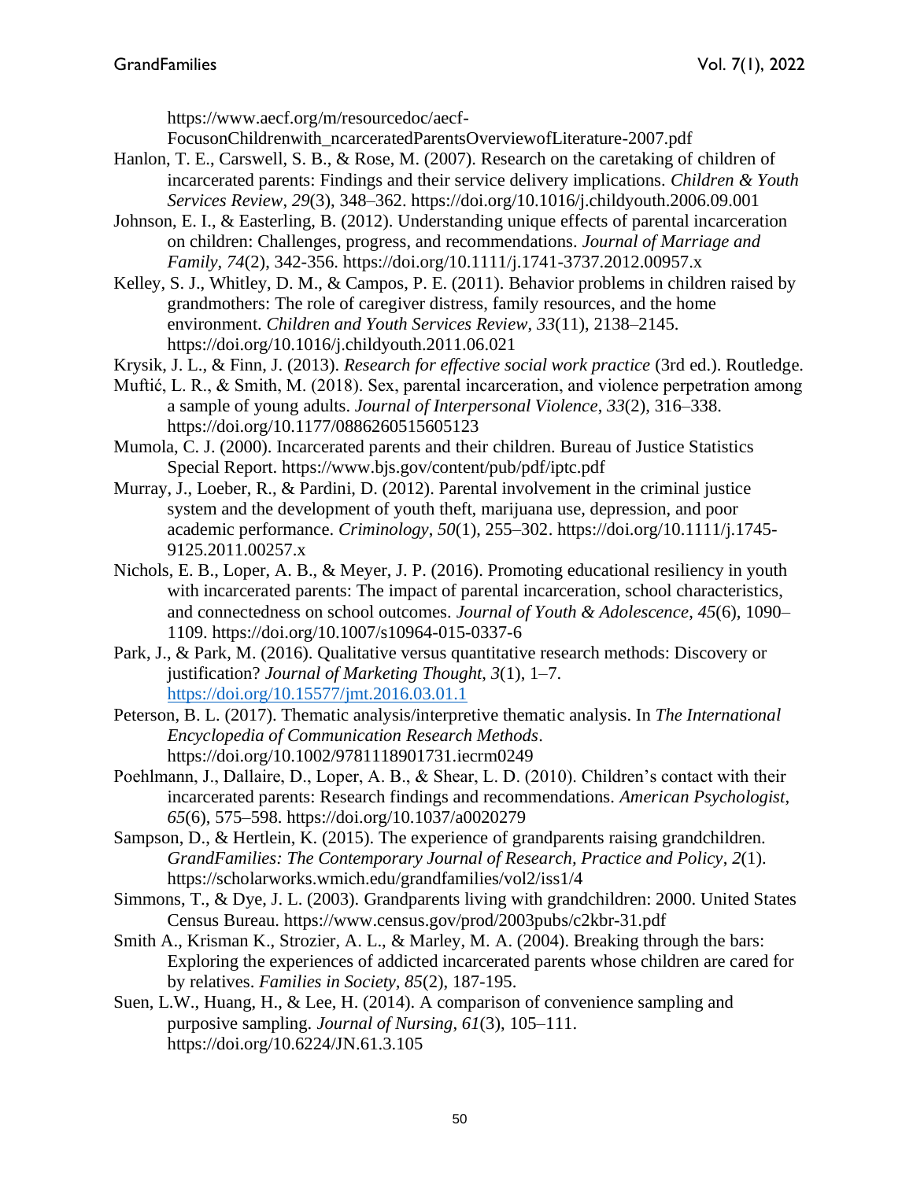https://www.aecf.org/m/resourcedoc/aecf-FocusonChildrenwith_ncarceratedParentsOverviewofLiterature-2007.pdf

Hanlon, T. E., Carswell, S. B., & Rose, M. (2007). Research on the caretaking of children of incarcerated parents: Findings and their service delivery implications. *Children & Youth Services Review*, *29*(3), 348–362. https://doi.org/10.1016/j.childyouth.2006.09.001

Johnson, E. I., & Easterling, B. (2012). Understanding unique effects of parental incarceration on children: Challenges, progress, and recommendations. *Journal of Marriage and Family*, *74*(2), 342-356. https://doi.org/10.1111/j.1741-3737.2012.00957.x

Kelley, S. J., Whitley, D. M., & Campos, P. E. (2011). Behavior problems in children raised by grandmothers: The role of caregiver distress, family resources, and the home environment. *Children and Youth Services Review*, *33*(11), 2138–2145. https://doi.org/10.1016/j.childyouth.2011.06.021

Krysik, J. L., & Finn, J. (2013). *Research for effective social work practice* (3rd ed.). Routledge.

Muftić, L. R., & Smith, M. (2018). Sex, parental incarceration, and violence perpetration among a sample of young adults. *Journal of Interpersonal Violence*, *33*(2), 316–338. https://doi.org/10.1177/0886260515605123

Mumola, C. J. (2000). Incarcerated parents and their children. Bureau of Justice Statistics Special Report. https://www.bjs.gov/content/pub/pdf/iptc.pdf

Murray, J., Loeber, R., & Pardini, D. (2012). Parental involvement in the criminal justice system and the development of youth theft, marijuana use, depression, and poor academic performance. *Criminology*, *50*(1), 255–302. https://doi.org/10.1111/j.1745-9125.2011.00257.x

Nichols, E. B., Loper, A. B., & Meyer, J. P. (2016). Promoting educational resiliency in youth with incarcerated parents: The impact of parental incarceration, school characteristics, and connectedness on school outcomes. *Journal of Youth & Adolescence*, *45*(6), 1090–1109. https://doi.org/10.1007/s10964-015-0337-6

Park, J., & Park, M. (2016). Qualitative versus quantitative research methods: Discovery or justification? *Journal of Marketing Thought*, *3*(1), 1–7. https://doi.org/10.15577/jmt.2016.03.01.1

Peterson, B. L. (2017). Thematic analysis/interpretive thematic analysis. In *The International Encyclopedia of Communication Research Methods*. https://doi.org/10.1002/9781118901731.iecrm0249

Poehlmann, J., Dallaire, D., Loper, A. B., & Shear, L. D. (2010). Children's contact with their incarcerated parents: Research findings and recommendations. *American Psychologist*, *65*(6), 575–598. https://doi.org/10.1037/a0020279

Sampson, D., & Hertlein, K. (2015). The experience of grandparents raising grandchildren. *GrandFamilies: The Contemporary Journal of Research, Practice and Policy*, *2*(1). https://scholarworks.wmich.edu/grandfamilies/vol2/iss1/4

Simmons, T., & Dye, J. L. (2003). Grandparents living with grandchildren: 2000. United States Census Bureau. https://www.census.gov/prod/2003pubs/c2kbr-31.pdf

Smith A., Krisman K., Strozier, A. L., & Marley, M. A. (2004). Breaking through the bars: Exploring the experiences of addicted incarcerated parents whose children are cared for by relatives. *Families in Society, 85*(2), 187-195.

Suen, L.W., Huang, H., & Lee, H. (2014). A comparison of convenience sampling and purposive sampling. *Journal of Nursing*, *61*(3), 105–111. https://doi.org/10.6224/JN.61.3.105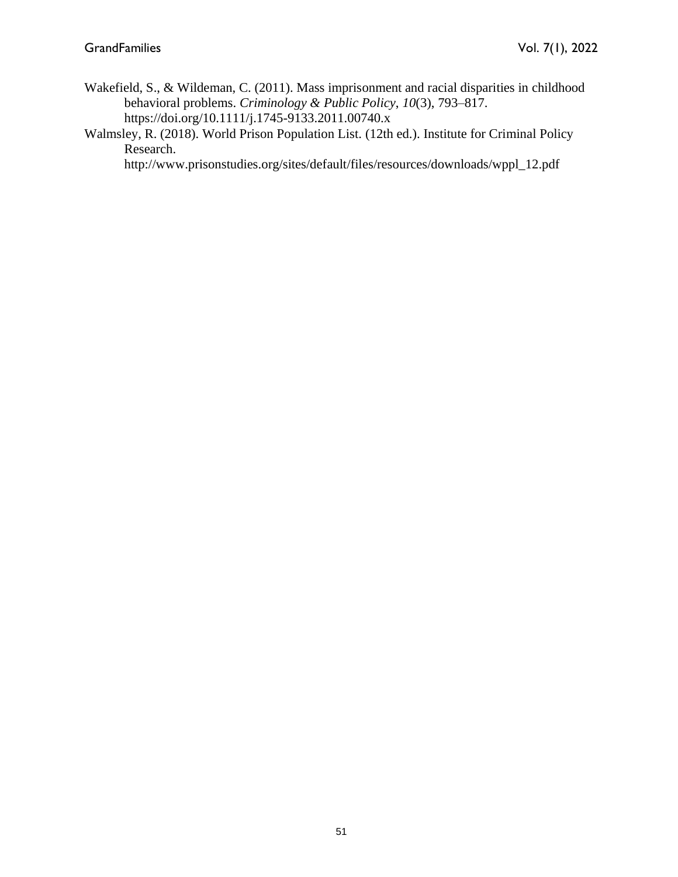Wakefield, S., & Wildeman, C. (2011). Mass imprisonment and racial disparities in childhood behavioral problems. *Criminology & Public Policy*, *10*(3), 793–817. https://doi.org/10.1111/j.1745-9133.2011.00740.x

Walmsley, R. (2018). World Prison Population List. (12th ed.). Institute for Criminal Policy Research. http://www.prisonstudies.org/sites/default/files/resources/downloads/wppl_12.pdf